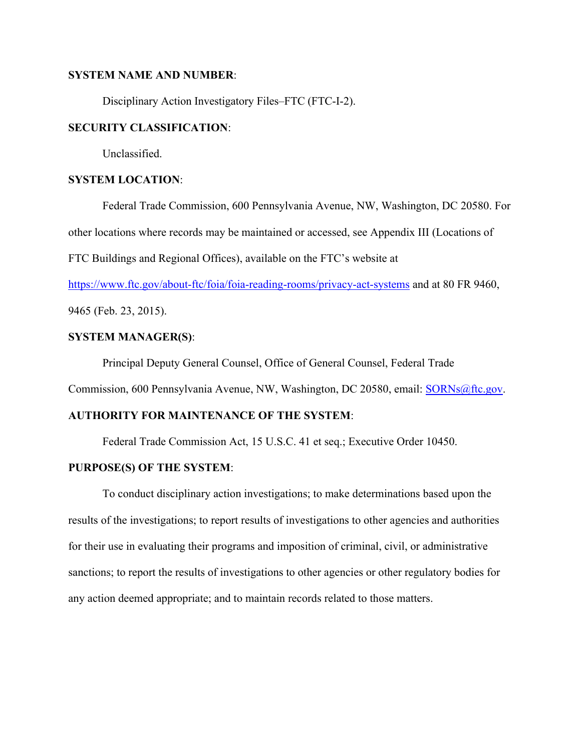**SYSTEM NAME AND NUMBER**:

Disciplinary Action Investigatory Files–FTC (FTC-I-2).

**SECURITY CLASSIFICATION**:

Unclassified.

**SYSTEM LOCATION**:

Federal Trade Commission, 600 Pennsylvania Avenue, NW, Washington, DC 20580. For other locations where records may be maintained or accessed, see Appendix III (Locations of FTC Buildings and Regional Offices), available on the FTC's website at https://www.ftc.gov/about-ftc/foia/foia-reading-rooms/privacy-act-systems and at 80 FR 9460, 9465 (Feb. 23, 2015).

**SYSTEM MANAGER(S)**:

Principal Deputy General Counsel, Office of General Counsel, Federal Trade Commission, 600 Pennsylvania Avenue, NW, Washington, DC 20580, email: SORNs@ftc.gov.

**AUTHORITY FOR MAINTENANCE OF THE SYSTEM**:

Federal Trade Commission Act, 15 U.S.C. 41 et seq.; Executive Order 10450.

**PURPOSE(S) OF THE SYSTEM**:

To conduct disciplinary action investigations; to make determinations based upon the results of the investigations; to report results of investigations to other agencies and authorities for their use in evaluating their programs and imposition of criminal, civil, or administrative sanctions; to report the results of investigations to other agencies or other regulatory bodies for any action deemed appropriate; and to maintain records related to those matters.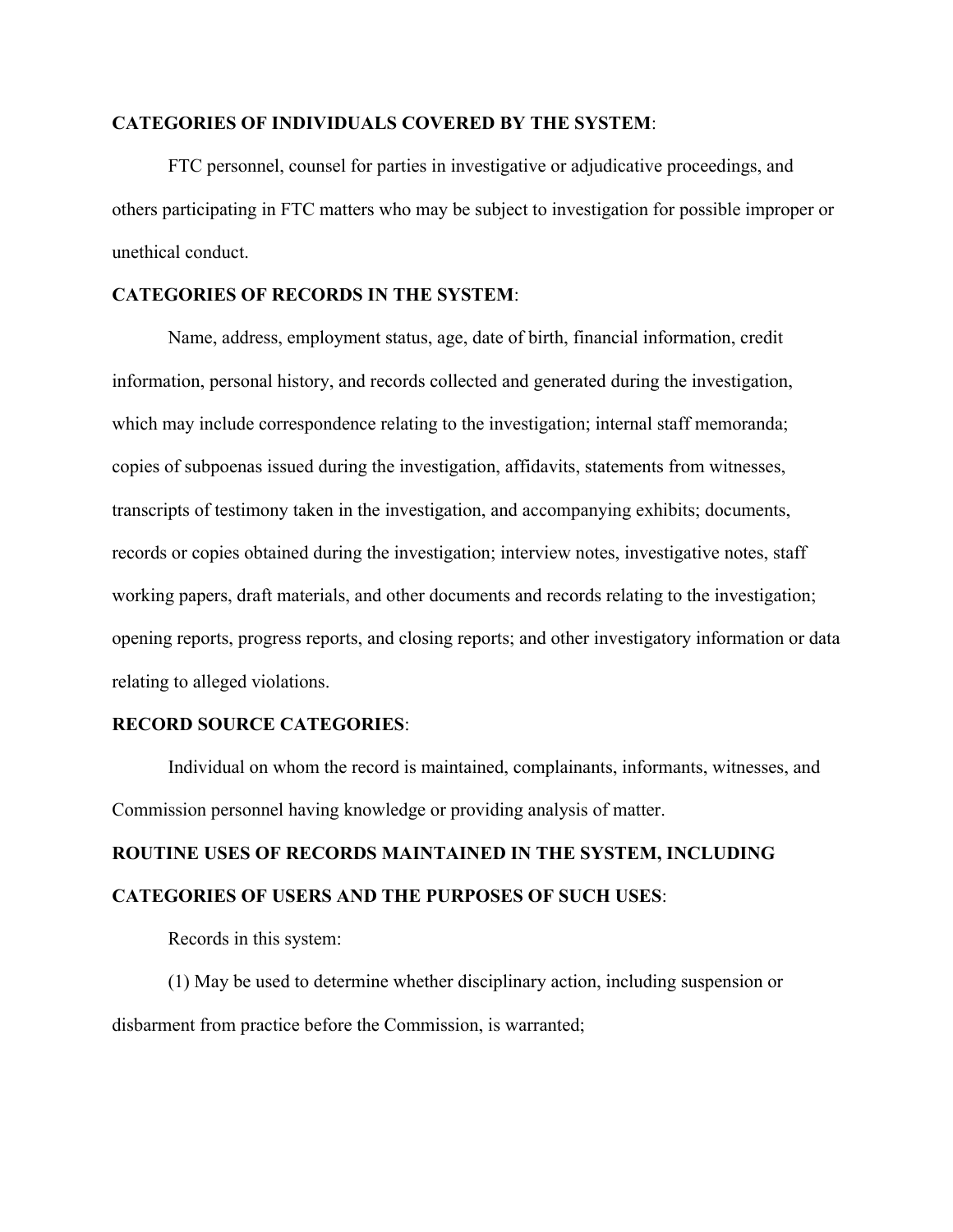**CATEGORIES OF INDIVIDUALS COVERED BY THE SYSTEM**:

FTC personnel, counsel for parties in investigative or adjudicative proceedings, and others participating in FTC matters who may be subject to investigation for possible improper or unethical conduct.

**CATEGORIES OF RECORDS IN THE SYSTEM**:

Name, address, employment status, age, date of birth, financial information, credit information, personal history, and records collected and generated during the investigation, which may include correspondence relating to the investigation; internal staff memoranda; copies of subpoenas issued during the investigation, affidavits, statements from witnesses, transcripts of testimony taken in the investigation, and accompanying exhibits; documents, records or copies obtained during the investigation; interview notes, investigative notes, staff working papers, draft materials, and other documents and records relating to the investigation; opening reports, progress reports, and closing reports; and other investigatory information or data relating to alleged violations.

**RECORD SOURCE CATEGORIES**:

Individual on whom the record is maintained, complainants, informants, witnesses, and Commission personnel having knowledge or providing analysis of matter.

**ROUTINE USES OF RECORDS MAINTAINED IN THE SYSTEM, INCLUDING CATEGORIES OF USERS AND THE PURPOSES OF SUCH USES**:

Records in this system:

(1) May be used to determine whether disciplinary action, including suspension or disbarment from practice before the Commission, is warranted;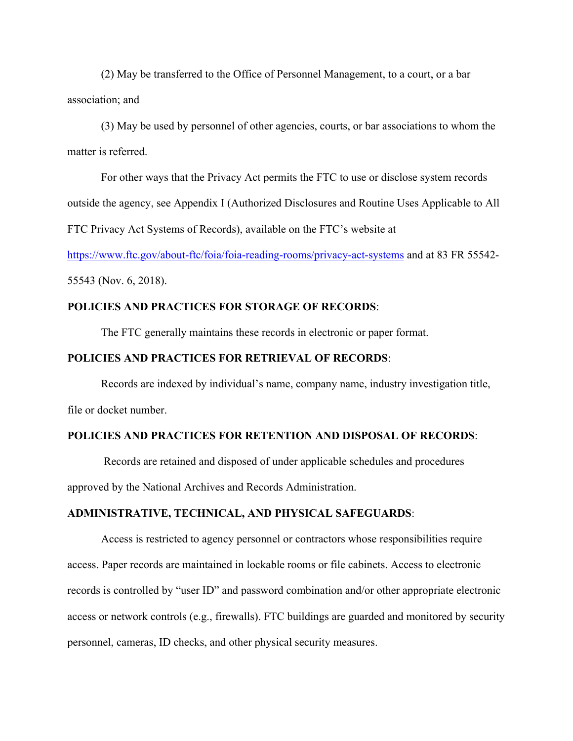(2) May be transferred to the Office of Personnel Management, to a court, or a bar association; and

(3) May be used by personnel of other agencies, courts, or bar associations to whom the matter is referred.

For other ways that the Privacy Act permits the FTC to use or disclose system records outside the agency, see Appendix I (Authorized Disclosures and Routine Uses Applicable to All FTC Privacy Act Systems of Records), available on the FTC's website at https://www.ftc.gov/about-ftc/foia/foia-reading-rooms/privacy-act-systems and at 83 FR 55542-55543 (Nov. 6, 2018).

**POLICIES AND PRACTICES FOR STORAGE OF RECORDS**:

The FTC generally maintains these records in electronic or paper format.

**POLICIES AND PRACTICES FOR RETRIEVAL OF RECORDS**:

Records are indexed by individual's name, company name, industry investigation title, file or docket number.

**POLICIES AND PRACTICES FOR RETENTION AND DISPOSAL OF RECORDS**:

Records are retained and disposed of under applicable schedules and procedures approved by the National Archives and Records Administration.

**ADMINISTRATIVE, TECHNICAL, AND PHYSICAL SAFEGUARDS**:

Access is restricted to agency personnel or contractors whose responsibilities require access. Paper records are maintained in lockable rooms or file cabinets. Access to electronic records is controlled by "user ID" and password combination and/or other appropriate electronic access or network controls (e.g., firewalls). FTC buildings are guarded and monitored by security personnel, cameras, ID checks, and other physical security measures.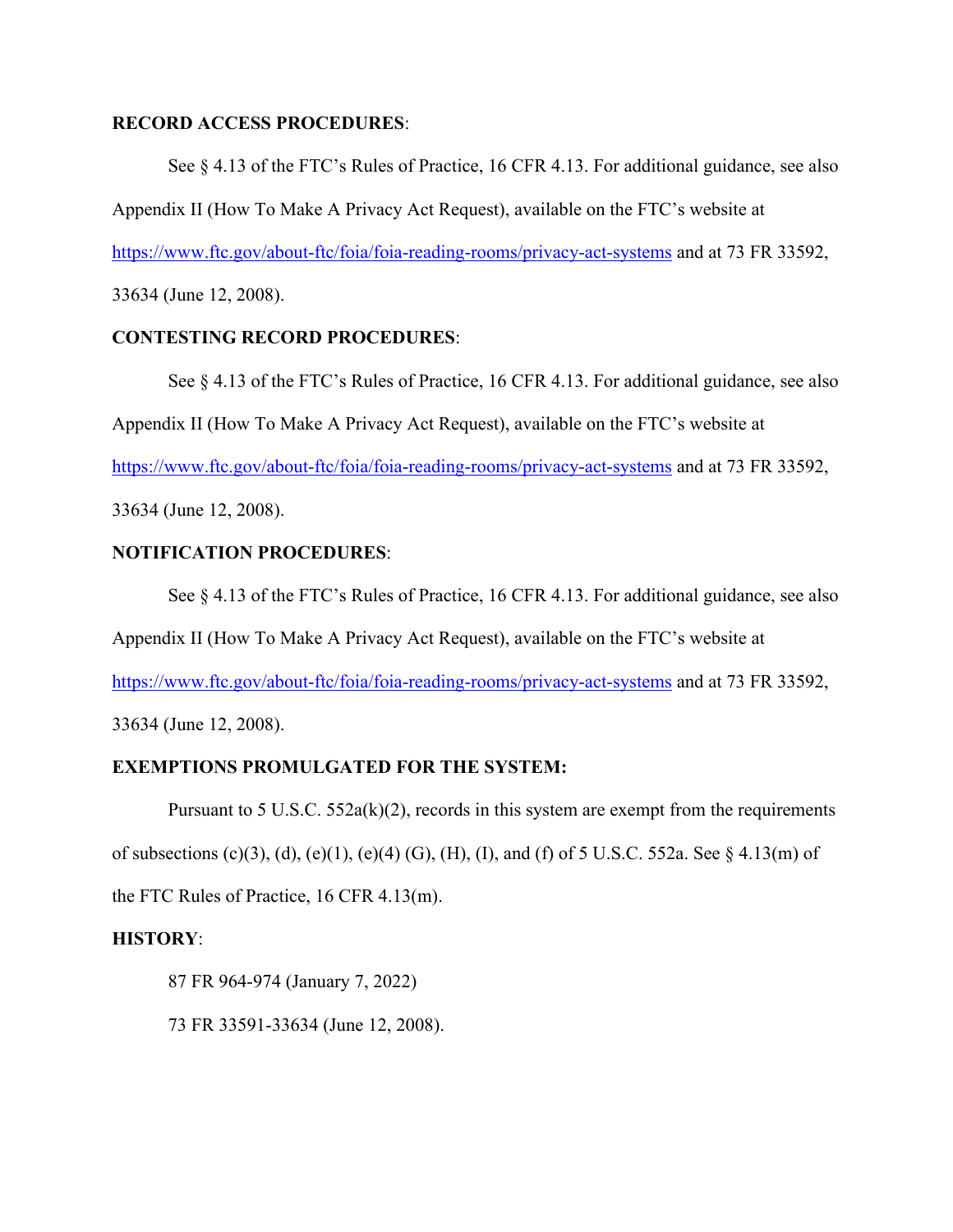**RECORD ACCESS PROCEDURES**:

See § 4.13 of the FTC's Rules of Practice, 16 CFR 4.13. For additional guidance, see also Appendix II (How To Make A Privacy Act Request), available on the FTC's website at [https://www.ftc.gov/about-ftc/foia/foia-reading-rooms/privacy-act-systems](https://www.ftc.gov/about-ftc/foia/foia-reading-rooms/privacy-act-systems) and at 73 FR 33592, 33634 (June 12, 2008).

**CONTESTING RECORD PROCEDURES**:

See § 4.13 of the FTC's Rules of Practice, 16 CFR 4.13. For additional guidance, see also Appendix II (How To Make A Privacy Act Request), available on the FTC's website at [https://www.ftc.gov/about-ftc/foia/foia-reading-rooms/privacy-act-systems](https://www.ftc.gov/about-ftc/foia/foia-reading-rooms/privacy-act-systems) and at 73 FR 33592, 33634 (June 12, 2008).

**NOTIFICATION PROCEDURES**:

See § 4.13 of the FTC's Rules of Practice, 16 CFR 4.13. For additional guidance, see also Appendix II (How To Make A Privacy Act Request), available on the FTC's website at [https://www.ftc.gov/about-ftc/foia/foia-reading-rooms/privacy-act-systems](https://www.ftc.gov/about-ftc/foia/foia-reading-rooms/privacy-act-systems) and at 73 FR 33592, 33634 (June 12, 2008).

**EXEMPTIONS PROMULGATED FOR THE SYSTEM:**

Pursuant to 5 U.S.C. 552a(k)(2), records in this system are exempt from the requirements of subsections (c)(3), (d), (e)(1), (e)(4) (G), (H), (I), and (f) of 5 U.S.C. 552a. See § 4.13(m) of the FTC Rules of Practice, 16 CFR 4.13(m).

**HISTORY**:

87 FR 964-974 (January 7, 2022)

73 FR 33591-33634 (June 12, 2008).